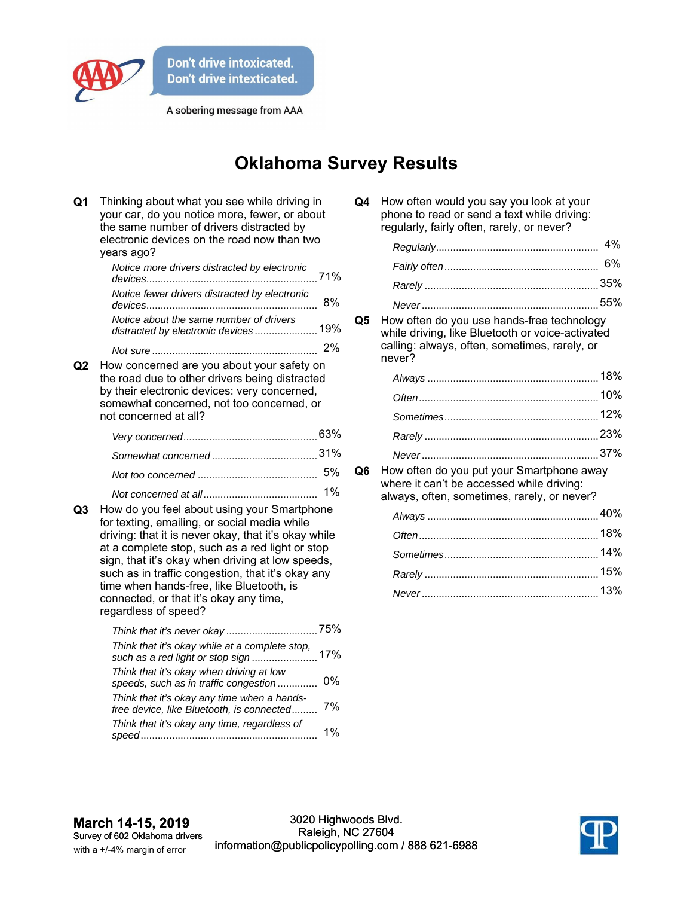Don't drive intoxicated.
Don't drive intexticated.

A sobering message from AAA

# Oklahoma Survey Results

**Q1** Thinking about what you see while driving in your car, do you notice more, fewer, or about the same number of drivers distracted by electronic devices on the road now than two years ago?

| | |
|---|---|
| *Notice more drivers distracted by electronic devices* | 71% |
| *Notice fewer drivers distracted by electronic devices* | 8% |
| *Notice about the same number of drivers distracted by electronic devices* | 19% |
| *Not sure* | 2% |

**Q2** How concerned are you about your safety on the road due to other drivers being distracted by their electronic devices: very concerned, somewhat concerned, not too concerned, or not concerned at all?

| | |
|---|---|
| *Very concerned* | 63% |
| *Somewhat concerned* | 31% |
| *Not too concerned* | 5% |
| *Not concerned at all* | 1% |

**Q3** How do you feel about using your Smartphone for texting, emailing, or social media while driving: that it is never okay, that it's okay while at a complete stop, such as a red light or stop sign, that it's okay when driving at low speeds, such as in traffic congestion, that it's okay any time when hands-free, like Bluetooth, is connected, or that it's okay any time, regardless of speed?

| | |
|---|---|
| *Think that it's never okay* | 75% |
| *Think that it's okay while at a complete stop, such as a red light or stop sign* | 17% |
| *Think that it's okay when driving at low speeds, such as in traffic congestion* | 0% |
| *Think that it's okay any time when a hands-free device, like Bluetooth, is connected* | 7% |
| *Think that it's okay any time, regardless of speed* | 1% |

**Q4** How often would you say you look at your phone to read or send a text while driving: regularly, fairly often, rarely, or never?

| | |
|---|---|
| *Regularly* | 4% |
| *Fairly often* | 6% |
| *Rarely* | 35% |
| *Never* | 55% |

**Q5** How often do you use hands-free technology while driving, like Bluetooth or voice-activated calling: always, often, sometimes, rarely, or never?

| | |
|---|---|
| *Always* | 18% |
| *Often* | 10% |
| *Sometimes* | 12% |
| *Rarely* | 23% |
| *Never* | 37% |

**Q6** How often do you put your Smartphone away where it can't be accessed while driving: always, often, sometimes, rarely, or never?

| | |
|---|---|
| *Always* | 40% |
| *Often* | 18% |
| *Sometimes* | 14% |
| *Rarely* | 15% |
| *Never* | 13% |

**March 14-15, 2019**
Survey of 602 Oklahoma drivers
with a +/-4% margin of error

3020 Highwoods Blvd.
Raleigh, NC 27604
information@publicpolicypolling.com / 888 621-6988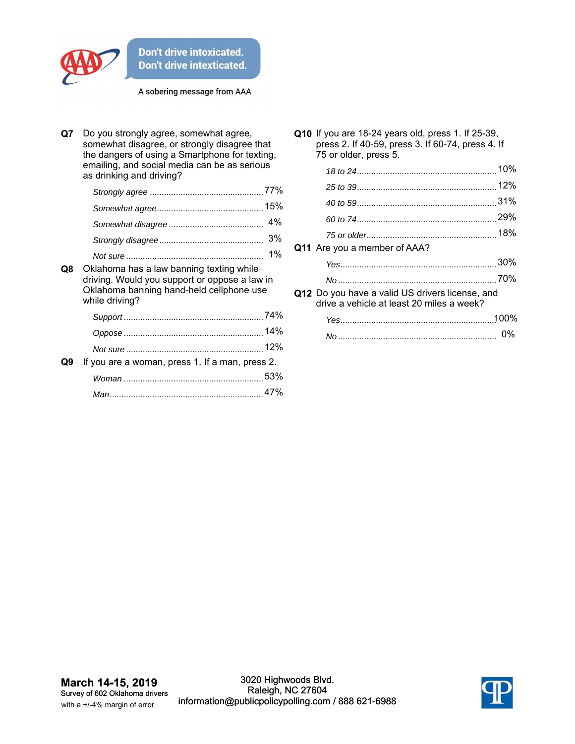Don't drive intoxicated.
Don't drive intexticated.

A sobering message from AAA

**Q7** Do you strongly agree, somewhat agree, somewhat disagree, or strongly disagree that the dangers of using a Smartphone for texting, emailing, and social media can be as serious as drinking and driving?

| | |
|---|---|
| *Strongly agree* | 77% |
| *Somewhat agree* | 15% |
| *Somewhat disagree* | 4% |
| *Strongly disagree* | 3% |
| *Not sure* | 1% |

**Q8** Oklahoma has a law banning texting while driving. Would you support or oppose a law in Oklahoma banning hand-held cellphone use while driving?

| | |
|---|---|
| *Support* | 74% |
| *Oppose* | 14% |
| *Not sure* | 12% |

**Q9** If you are a woman, press 1. If a man, press 2.

| | |
|---|---|
| *Woman* | 53% |
| *Man* | 47% |

**Q10** If you are 18-24 years old, press 1. If 25-39, press 2. If 40-59, press 3. If 60-74, press 4. If 75 or older, press 5.

| | |
|---|---|
| *18 to 24* | 10% |
| *25 to 39* | 12% |
| *40 to 59* | 31% |
| *60 to 74* | 29% |
| *75 or older* | 18% |

**Q11** Are you a member of AAA?

| | |
|---|---|
| *Yes* | 30% |
| *No* | 70% |

**Q12** Do you have a valid US drivers license, and drive a vehicle at least 20 miles a week?

| | |
|---|---|
| *Yes* | 100% |
| *No* | 0% |

**March 14-15, 2019**
Survey of 602 Oklahoma drivers
with a +/-4% margin of error

3020 Highwoods Blvd.
Raleigh, NC 27604
information@publicpolicypolling.com / 888 621-6988